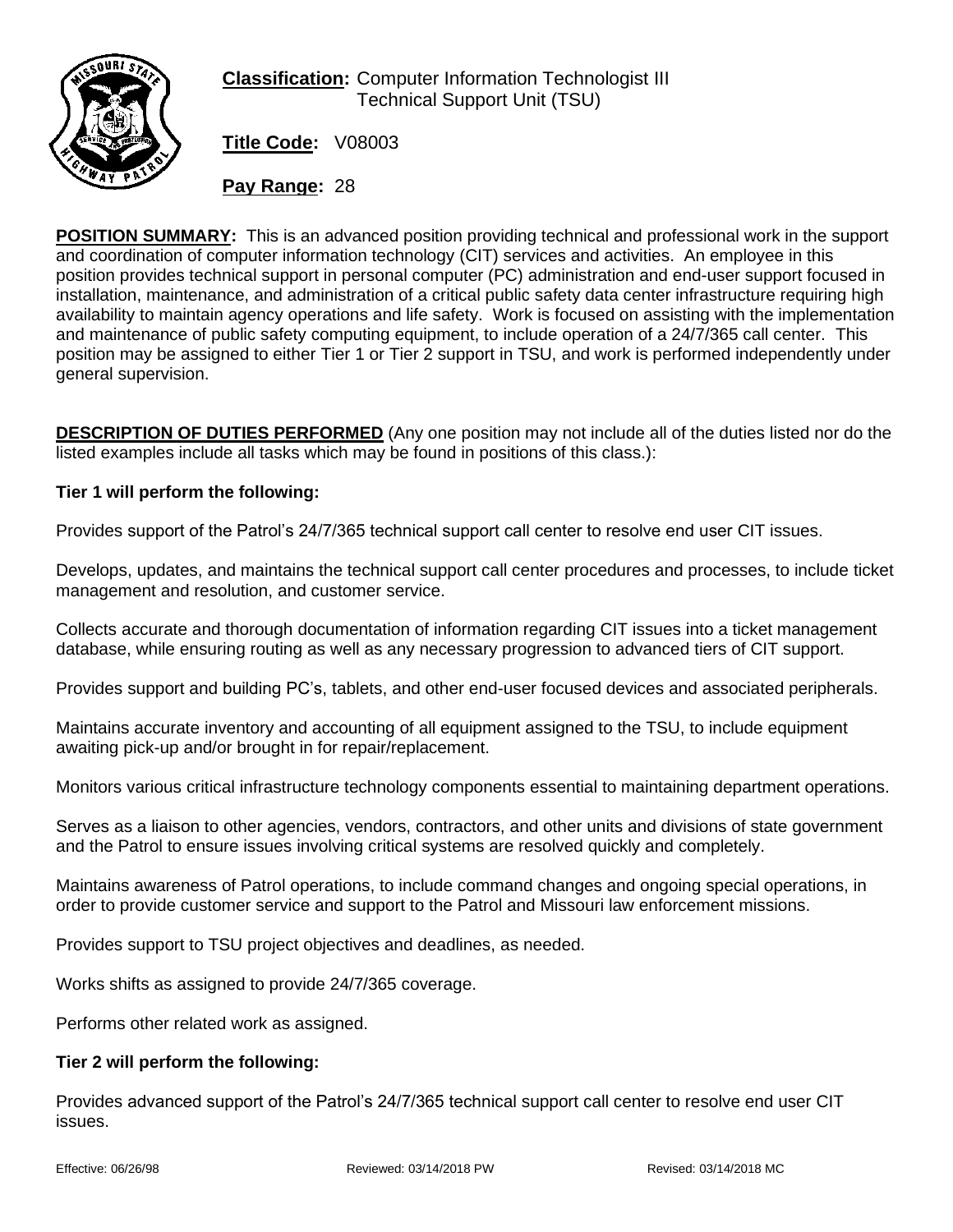**Classification:** Computer Information Technologist III
Technical Support Unit (TSU)

**Title Code:** V08003

**Pay Range:** 28

**POSITION SUMMARY:** This is an advanced position providing technical and professional work in the support and coordination of computer information technology (CIT) services and activities. An employee in this position provides technical support in personal computer (PC) administration and end-user support focused in installation, maintenance, and administration of a critical public safety data center infrastructure requiring high availability to maintain agency operations and life safety. Work is focused on assisting with the implementation and maintenance of public safety computing equipment, to include operation of a 24/7/365 call center. This position may be assigned to either Tier 1 or Tier 2 support in TSU, and work is performed independently under general supervision.

**DESCRIPTION OF DUTIES PERFORMED** (Any one position may not include all of the duties listed nor do the listed examples include all tasks which may be found in positions of this class.):

**Tier 1 will perform the following:**

Provides support of the Patrol's 24/7/365 technical support call center to resolve end user CIT issues.

Develops, updates, and maintains the technical support call center procedures and processes, to include ticket management and resolution, and customer service.

Collects accurate and thorough documentation of information regarding CIT issues into a ticket management database, while ensuring routing as well as any necessary progression to advanced tiers of CIT support.

Provides support and building PC's, tablets, and other end-user focused devices and associated peripherals.

Maintains accurate inventory and accounting of all equipment assigned to the TSU, to include equipment awaiting pick-up and/or brought in for repair/replacement.

Monitors various critical infrastructure technology components essential to maintaining department operations.

Serves as a liaison to other agencies, vendors, contractors, and other units and divisions of state government and the Patrol to ensure issues involving critical systems are resolved quickly and completely.

Maintains awareness of Patrol operations, to include command changes and ongoing special operations, in order to provide customer service and support to the Patrol and Missouri law enforcement missions.

Provides support to TSU project objectives and deadlines, as needed.

Works shifts as assigned to provide 24/7/365 coverage.

Performs other related work as assigned.

**Tier 2 will perform the following:**

Provides advanced support of the Patrol's 24/7/365 technical support call center to resolve end user CIT issues.

Effective: 06/26/98 Reviewed: 03/14/2018 PW Revised: 03/14/2018 MC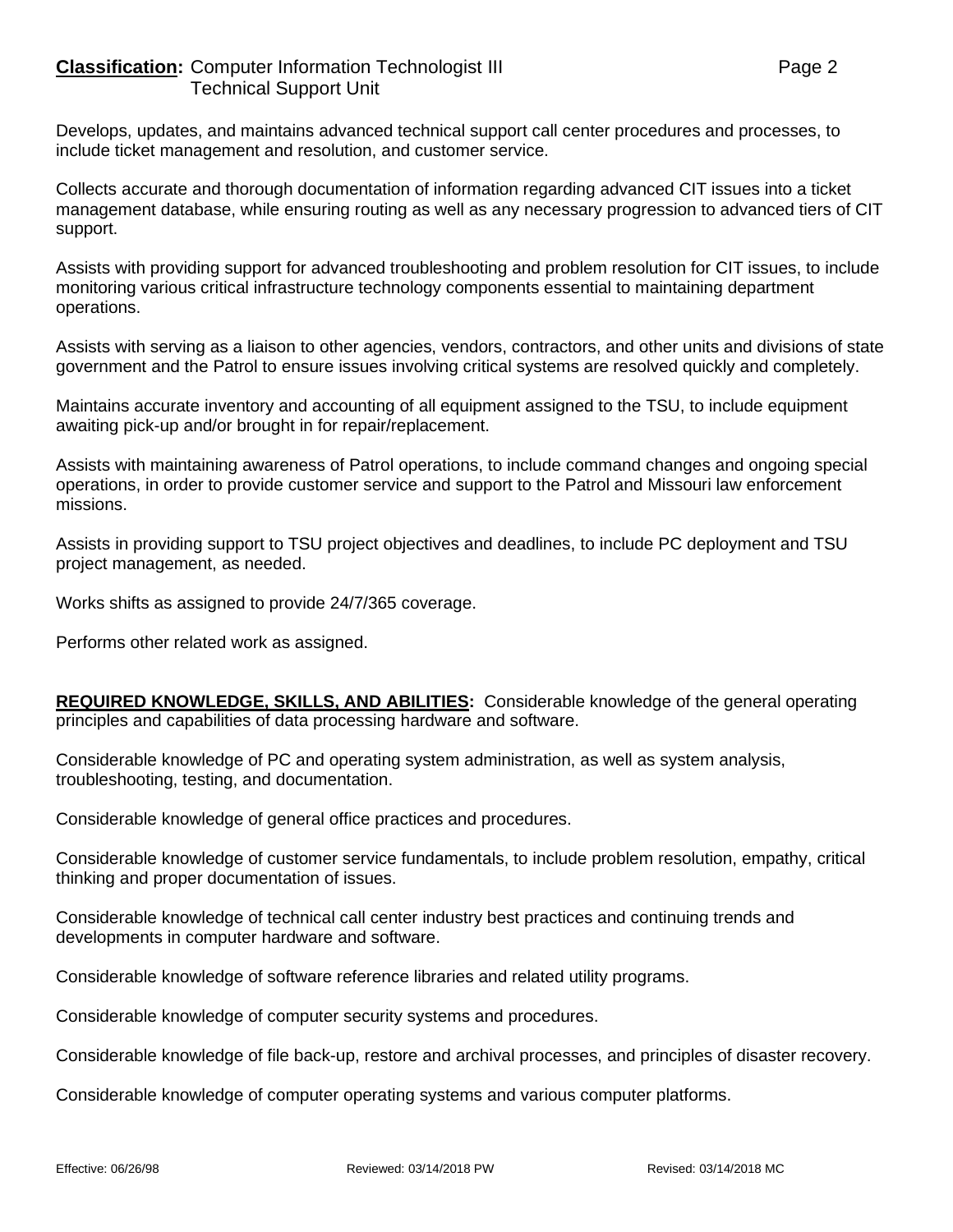Develops, updates, and maintains advanced technical support call center procedures and processes, to include ticket management and resolution, and customer service.

Collects accurate and thorough documentation of information regarding advanced CIT issues into a ticket management database, while ensuring routing as well as any necessary progression to advanced tiers of CIT support.

Assists with providing support for advanced troubleshooting and problem resolution for CIT issues, to include monitoring various critical infrastructure technology components essential to maintaining department operations.

Assists with serving as a liaison to other agencies, vendors, contractors, and other units and divisions of state government and the Patrol to ensure issues involving critical systems are resolved quickly and completely.

Maintains accurate inventory and accounting of all equipment assigned to the TSU, to include equipment awaiting pick-up and/or brought in for repair/replacement.

Assists with maintaining awareness of Patrol operations, to include command changes and ongoing special operations, in order to provide customer service and support to the Patrol and Missouri law enforcement missions.

Assists in providing support to TSU project objectives and deadlines, to include PC deployment and TSU project management, as needed.

Works shifts as assigned to provide 24/7/365 coverage.

Performs other related work as assigned.

**REQUIRED KNOWLEDGE, SKILLS, AND ABILITIES:** Considerable knowledge of the general operating principles and capabilities of data processing hardware and software.

Considerable knowledge of PC and operating system administration, as well as system analysis, troubleshooting, testing, and documentation.

Considerable knowledge of general office practices and procedures.

Considerable knowledge of customer service fundamentals, to include problem resolution, empathy, critical thinking and proper documentation of issues.

Considerable knowledge of technical call center industry best practices and continuing trends and developments in computer hardware and software.

Considerable knowledge of software reference libraries and related utility programs.

Considerable knowledge of computer security systems and procedures.

Considerable knowledge of file back-up, restore and archival processes, and principles of disaster recovery.

Considerable knowledge of computer operating systems and various computer platforms.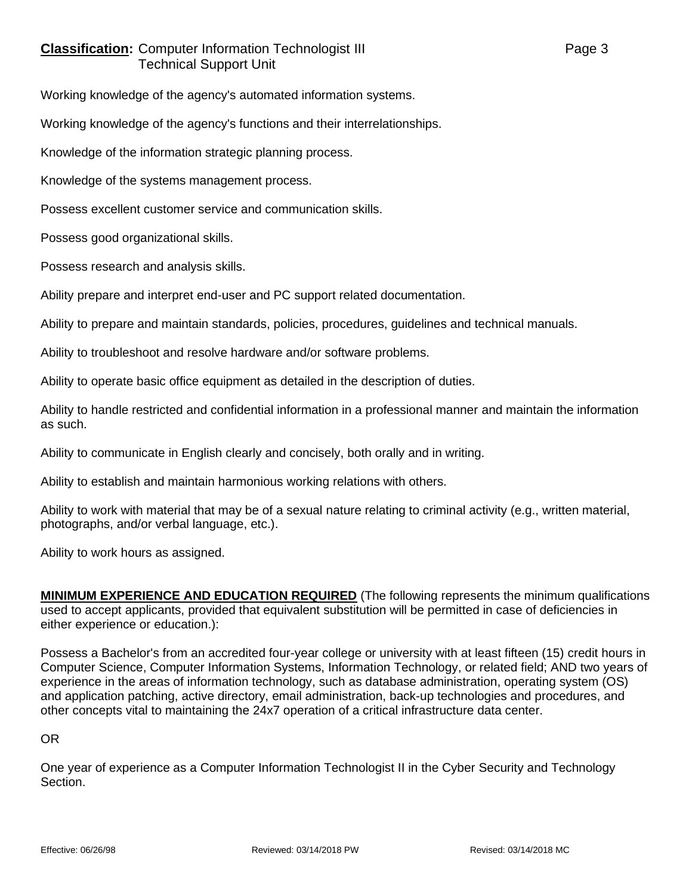Working knowledge of the agency's automated information systems.

Working knowledge of the agency's functions and their interrelationships.

Knowledge of the information strategic planning process.

Knowledge of the systems management process.

Possess excellent customer service and communication skills.

Possess good organizational skills.

Possess research and analysis skills.

Ability prepare and interpret end-user and PC support related documentation.

Ability to prepare and maintain standards, policies, procedures, guidelines and technical manuals.

Ability to troubleshoot and resolve hardware and/or software problems.

Ability to operate basic office equipment as detailed in the description of duties.

Ability to handle restricted and confidential information in a professional manner and maintain the information as such.

Ability to communicate in English clearly and concisely, both orally and in writing.

Ability to establish and maintain harmonious working relations with others.

Ability to work with material that may be of a sexual nature relating to criminal activity (e.g., written material, photographs, and/or verbal language, etc.).

Ability to work hours as assigned.

**MINIMUM EXPERIENCE AND EDUCATION REQUIRED** (The following represents the minimum qualifications used to accept applicants, provided that equivalent substitution will be permitted in case of deficiencies in either experience or education.):

Possess a Bachelor's from an accredited four-year college or university with at least fifteen (15) credit hours in Computer Science, Computer Information Systems, Information Technology, or related field; AND two years of experience in the areas of information technology, such as database administration, operating system (OS) and application patching, active directory, email administration, back-up technologies and procedures, and other concepts vital to maintaining the 24x7 operation of a critical infrastructure data center.

OR

One year of experience as a Computer Information Technologist II in the Cyber Security and Technology Section.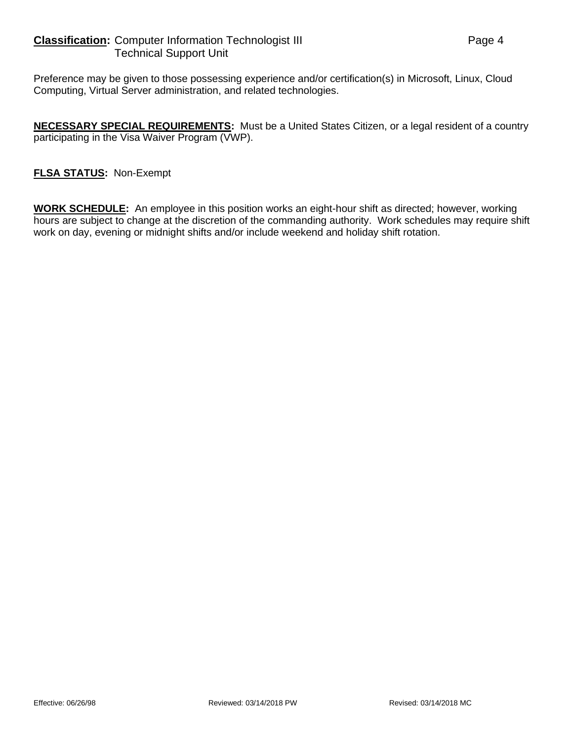Preference may be given to those possessing experience and/or certification(s) in Microsoft, Linux, Cloud Computing, Virtual Server administration, and related technologies.

**NECESSARY SPECIAL REQUIREMENTS:** Must be a United States Citizen, or a legal resident of a country participating in the Visa Waiver Program (VWP).

**FLSA STATUS:** Non-Exempt

**WORK SCHEDULE:** An employee in this position works an eight-hour shift as directed; however, working hours are subject to change at the discretion of the commanding authority. Work schedules may require shift work on day, evening or midnight shifts and/or include weekend and holiday shift rotation.

Effective: 06/26/98 Reviewed: 03/14/2018 PW Revised: 03/14/2018 MC